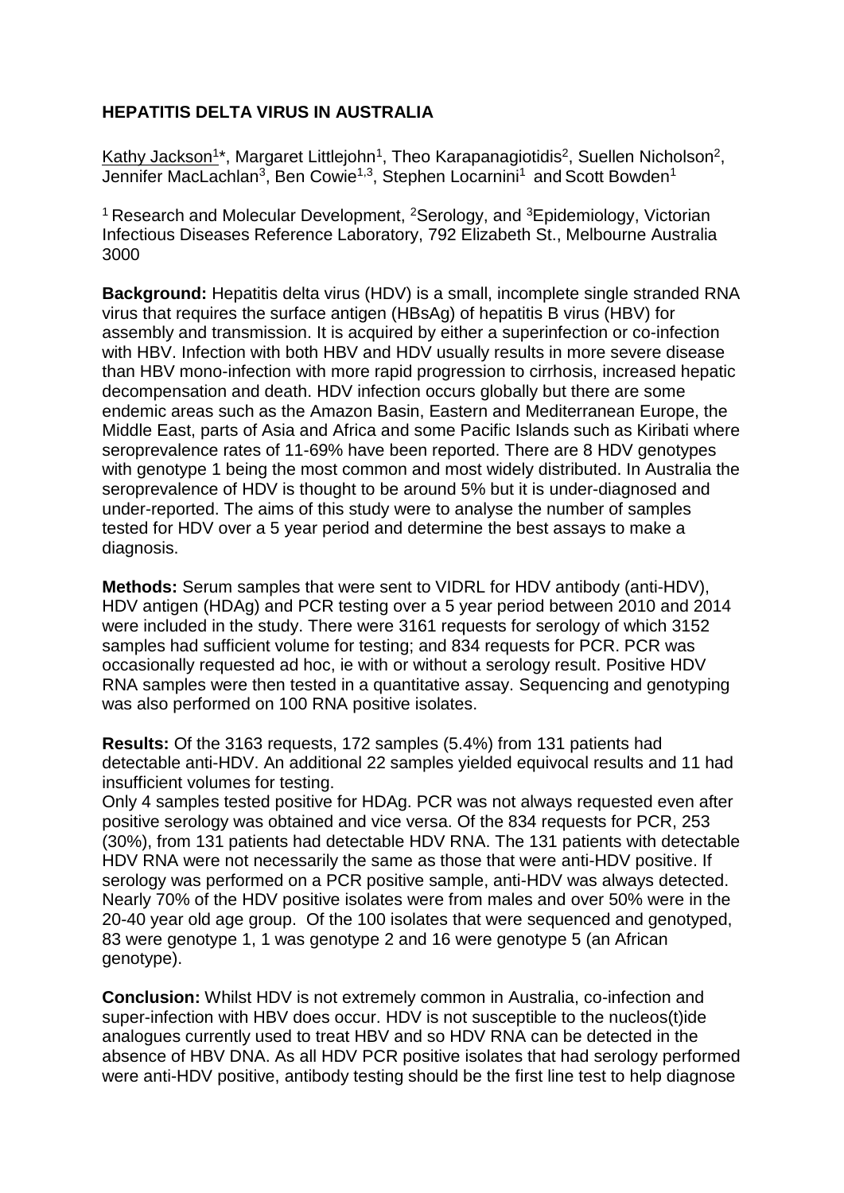# HEPATITIS DELTA VIRUS IN AUSTRALIA

Kathy Jackson[1]*, Margaret Littlejohn[1], Theo Karapanagiotidis[2], Suellen Nicholson[2], Jennifer MacLachlan[3], Ben Cowie[1,3], Stephen Locarnini[1] and Scott Bowden[1]

[1] Research and Molecular Development, [2]Serology, and [3]Epidemiology, Victorian Infectious Diseases Reference Laboratory, 792 Elizabeth St., Melbourne Australia 3000

**Background:** Hepatitis delta virus (HDV) is a small, incomplete single stranded RNA virus that requires the surface antigen (HBsAg) of hepatitis B virus (HBV) for assembly and transmission. It is acquired by either a superinfection or co-infection with HBV. Infection with both HBV and HDV usually results in more severe disease than HBV mono-infection with more rapid progression to cirrhosis, increased hepatic decompensation and death. HDV infection occurs globally but there are some endemic areas such as the Amazon Basin, Eastern and Mediterranean Europe, the Middle East, parts of Asia and Africa and some Pacific Islands such as Kiribati where seroprevalence rates of 11-69% have been reported. There are 8 HDV genotypes with genotype 1 being the most common and most widely distributed. In Australia the seroprevalence of HDV is thought to be around 5% but it is under-diagnosed and under-reported. The aims of this study were to analyse the number of samples tested for HDV over a 5 year period and determine the best assays to make a diagnosis.

**Methods:** Serum samples that were sent to VIDRL for HDV antibody (anti-HDV), HDV antigen (HDAg) and PCR testing over a 5 year period between 2010 and 2014 were included in the study. There were 3161 requests for serology of which 3152 samples had sufficient volume for testing; and 834 requests for PCR. PCR was occasionally requested ad hoc, ie with or without a serology result. Positive HDV RNA samples were then tested in a quantitative assay. Sequencing and genotyping was also performed on 100 RNA positive isolates.

**Results:** Of the 3163 requests, 172 samples (5.4%) from 131 patients had detectable anti-HDV. An additional 22 samples yielded equivocal results and 11 had insufficient volumes for testing.

Only 4 samples tested positive for HDAg. PCR was not always requested even after positive serology was obtained and vice versa. Of the 834 requests for PCR, 253 (30%), from 131 patients had detectable HDV RNA. The 131 patients with detectable HDV RNA were not necessarily the same as those that were anti-HDV positive. If serology was performed on a PCR positive sample, anti-HDV was always detected. Nearly 70% of the HDV positive isolates were from males and over 50% were in the 20-40 year old age group. Of the 100 isolates that were sequenced and genotyped, 83 were genotype 1, 1 was genotype 2 and 16 were genotype 5 (an African genotype).

**Conclusion:** Whilst HDV is not extremely common in Australia, co-infection and super-infection with HBV does occur. HDV is not susceptible to the nucleos(t)ide analogues currently used to treat HBV and so HDV RNA can be detected in the absence of HBV DNA. As all HDV PCR positive isolates that had serology performed were anti-HDV positive, antibody testing should be the first line test to help diagnose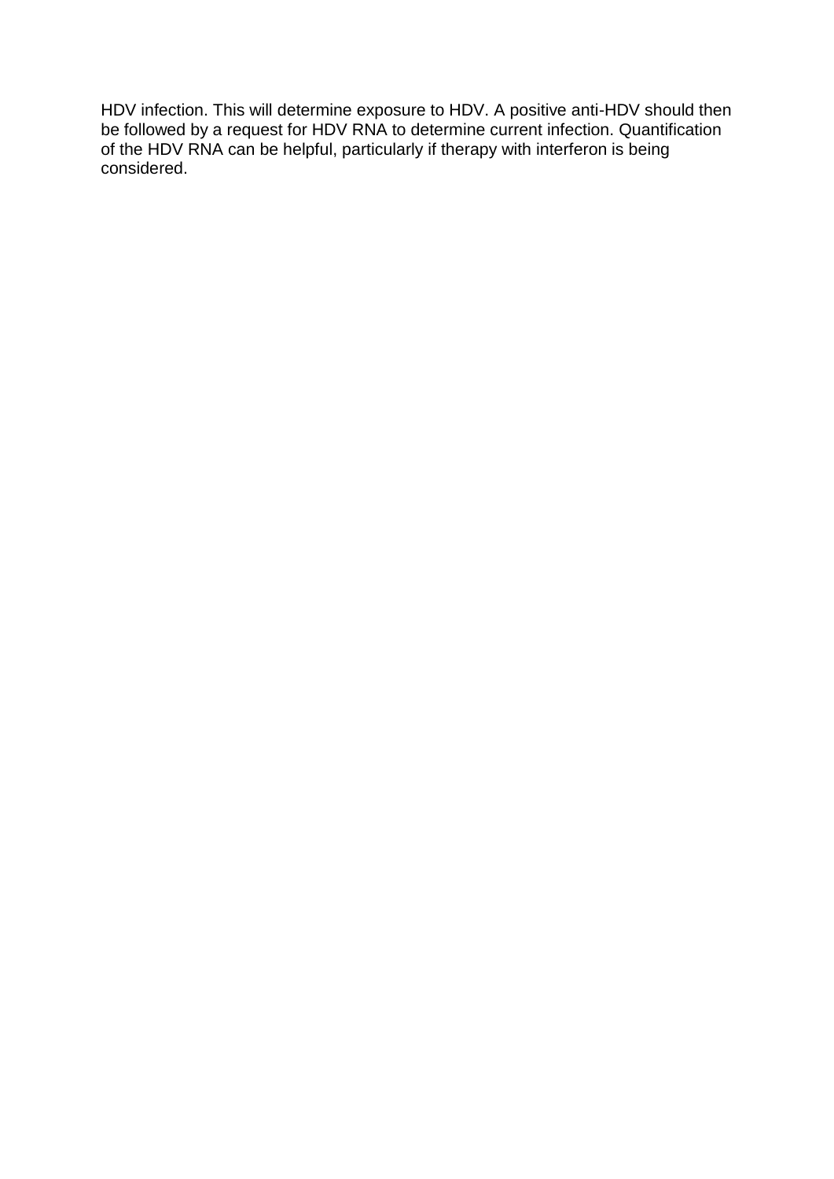HDV infection. This will determine exposure to HDV. A positive anti-HDV should then be followed by a request for HDV RNA to determine current infection. Quantification of the HDV RNA can be helpful, particularly if therapy with interferon is being considered.